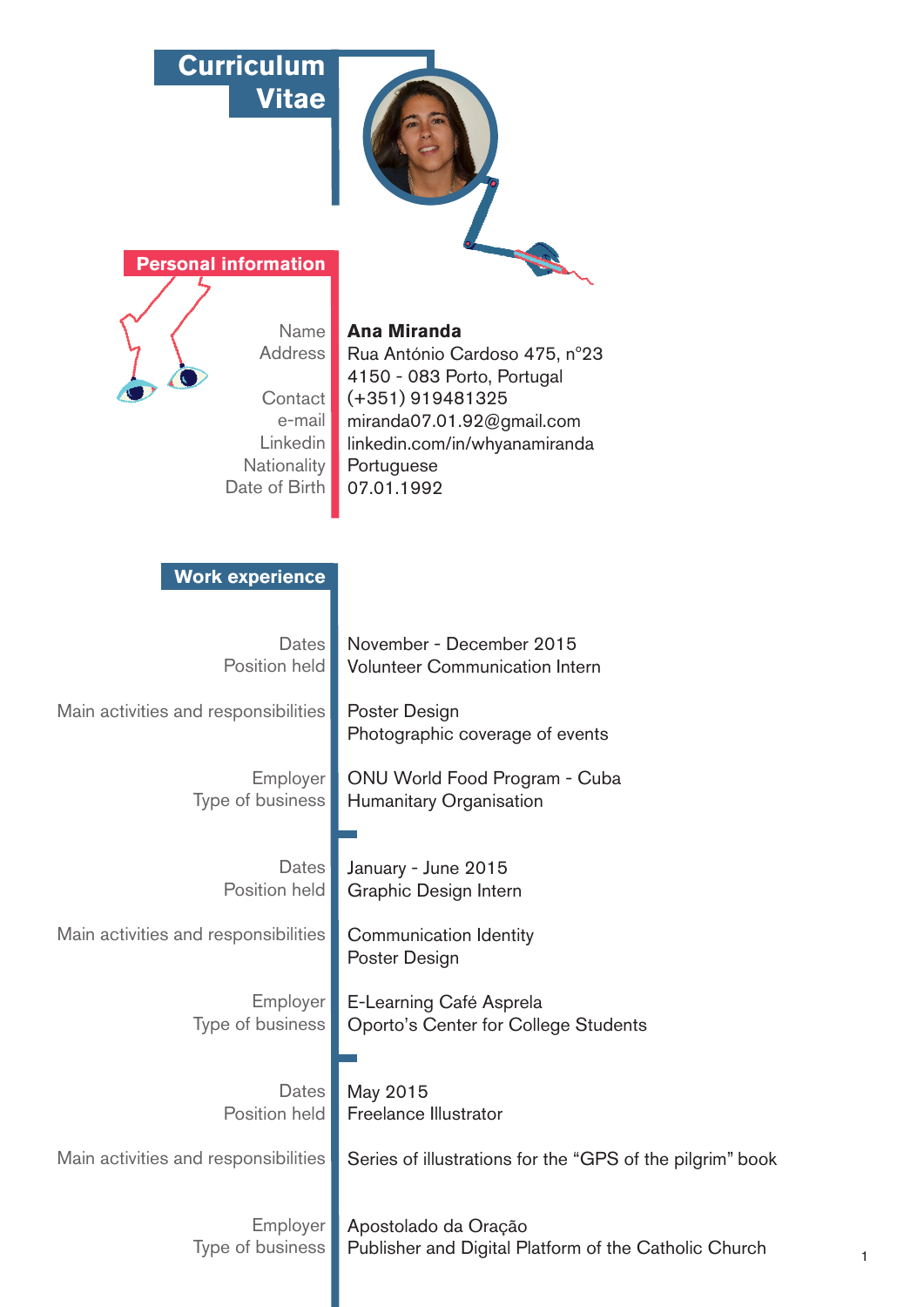# Curriculum Vitae

## Personal information

| | |
|---|---|
| Name | **Ana Miranda** |
| Address | Rua António Cardoso 475, n°23<br>4150 - 083 Porto, Portugal |
| Contact | (+351) 919481325 |
| e-mail | miranda07.01.92@gmail.com |
| Linkedin | linkedin.com/in/whyanamiranda |
| Nationality | Portuguese |
| Date of Birth | 07.01.1992 |

## Work experience

| | |
|---|---|
| Dates | November - December 2015 |
| Position held | Volunteer Communication Intern |
| Main activities and responsibilities | Poster Design<br>Photographic coverage of events |
| Employer | ONU World Food Program - Cuba |
| Type of business | Humanitary Organisation |

| | |
|---|---|
| Dates | January - June 2015 |
| Position held | Graphic Design Intern |
| Main activities and responsibilities | Communication Identity<br>Poster Design |
| Employer | E-Learning Café Asprela |
| Type of business | Oporto's Center for College Students |

| | |
|---|---|
| Dates | May 2015 |
| Position held | Freelance Illustrator |
| Main activities and responsibilities | Series of illustrations for the "GPS of the pilgrim" book |
| Employer | Apostolado da Oração |
| Type of business | Publisher and Digital Platform of the Catholic Church |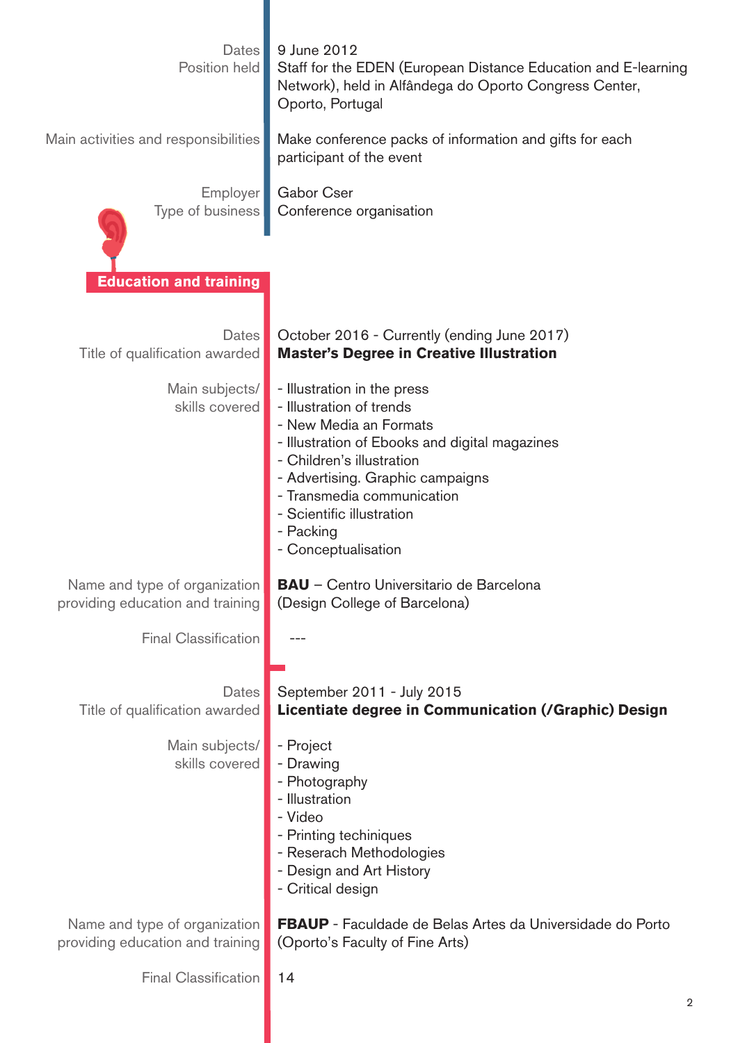| | |
|---|---|
| Dates | 9 June 2012 |
| Position held | Staff for the EDEN (European Distance Education and E-learning Network), held in Alfândega do Oporto Congress Center, Oporto, Portugal |
| Main activities and responsibilities | Make conference packs of information and gifts for each participant of the event |
| Employer | Gabor Cser |
| Type of business | Conference organisation |

## Education and training

| | |
|---|---|
| Dates | October 2016 - Currently (ending June 2017) |
| Title of qualification awarded | **Master's Degree in Creative Illustration** |
| Main subjects/ skills covered | - Illustration in the press<br>- Illustration of trends<br>- New Media an Formats<br>- Illustration of Ebooks and digital magazines<br>- Children's illustration<br>- Advertising. Graphic campaigns<br>- Transmedia communication<br>- Scientific illustration<br>- Packing<br>- Conceptualisation |
| Name and type of organization providing education and training | **BAU** – Centro Universitario de Barcelona (Design College of Barcelona) |
| Final Classification | --- |

| | |
|---|---|
| Dates | September 2011 - July 2015 |
| Title of qualification awarded | **Licentiate degree in Communication (/Graphic) Design** |
| Main subjects/ skills covered | - Project<br>- Drawing<br>- Photography<br>- Illustration<br>- Video<br>- Printing techiniques<br>- Reserach Methodologies<br>- Design and Art History<br>- Critical design |
| Name and type of organization providing education and training | **FBAUP** - Faculdade de Belas Artes da Universidade do Porto (Oporto's Faculty of Fine Arts) |
| Final Classification | 14 |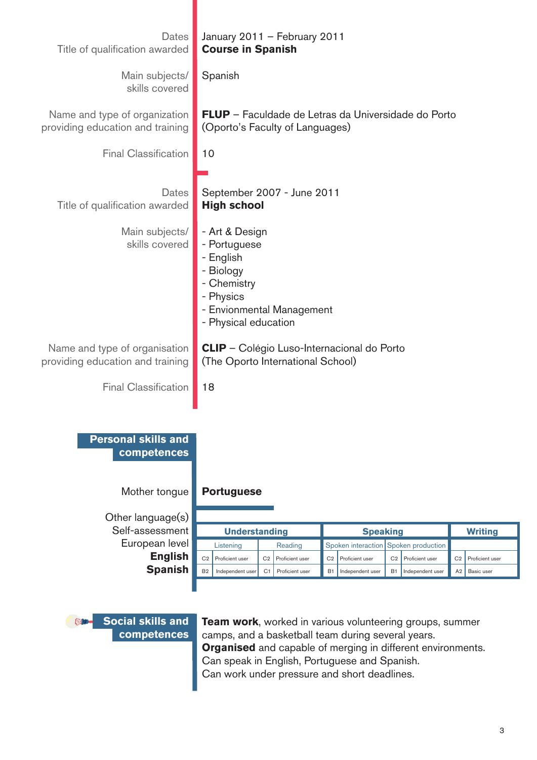Dates: January 2011 – February 2011

Title of qualification awarded: **Course in Spanish**

Main subjects/ skills covered: Spanish

Name and type of organization providing education and training: **FLUP** – Faculdade de Letras da Universidade do Porto (Oporto's Faculty of Languages)

Final Classification: 10

Dates: September 2007 - June 2011

Title of qualification awarded: **High school**

Main subjects/ skills covered:

- Art & Design
- Portuguese
- English
- Biology
- Chemistry
- Physics
- Envionmental Management
- Physical education

Name and type of organisation providing education and training: **CLIP** – Colégio Luso-Internacional do Porto (The Oporto International School)

Final Classification: 18

## Personal skills and competences

Mother tongue: **Portuguese**

Other language(s)

Self-assessment

| European level | Understanding | | | | Speaking | | | | Writing | |
|---|---|---|---|---|---|---|---|---|---|---|
| | Listening | | Reading | | Spoken interaction | | Spoken production | | | |
| **English** | C2 | Proficient user | C2 | Proficient user | C2 | Proficient user | C2 | Proficient user | C2 | Proficient user |
| **Spanish** | B2 | Independent user | C1 | Proficient user | B1 | Independent user | B1 | Independent user | A2 | Basic user |

## Social skills and competences

**Team work**, worked in various volunteering groups, summer camps, and a basketball team during several years.
**Organised** and capable of merging in different environments.
Can speak in English, Portuguese and Spanish.
Can work under pressure and short deadlines.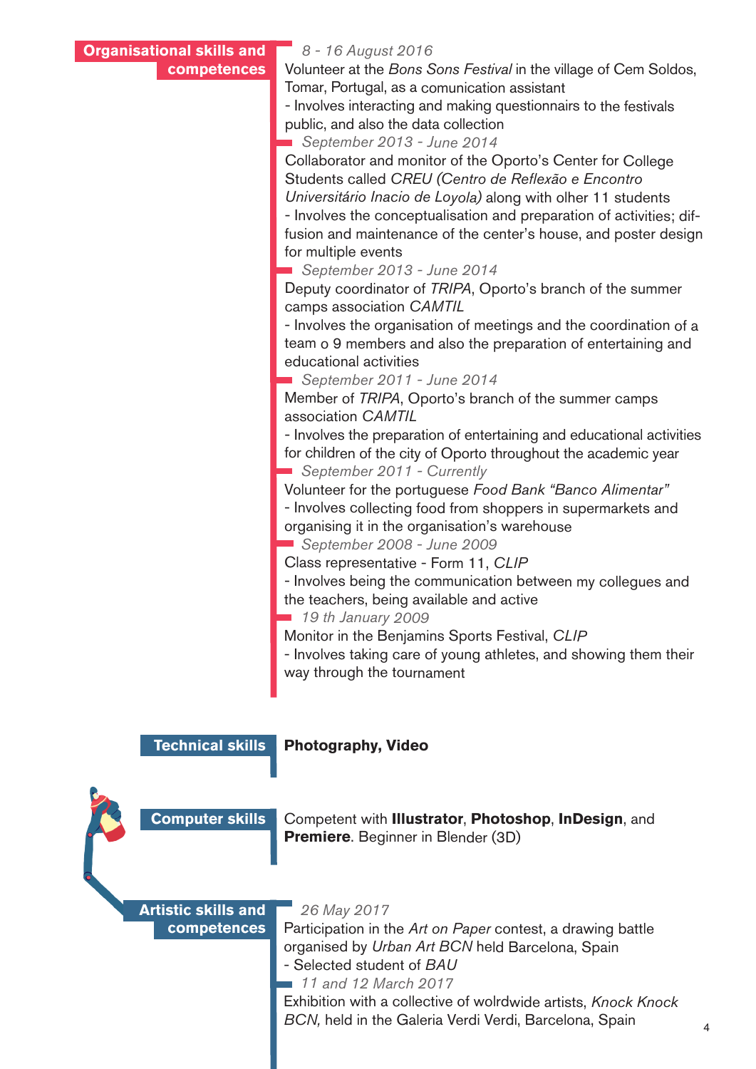## Organisational skills and competences

*8 - 16 August 2016*

Volunteer at the *Bons Sons Festival* in the village of Cem Soldos, Tomar, Portugal, as a comunication assistant

- Involves interacting and making questionnairs to the festivals public, and also the data collection

*September 2013 - June 2014*

Collaborator and monitor of the Oporto's Center for College Students called *CREU (Centro de Reflexão e Encontro Universitário Inacio de Loyola)* along with olher 11 students

- Involves the conceptualisation and preparation of activities; diffusion and maintenance of the center's house, and poster design for multiple events

*September 2013 - June 2014*

Deputy coordinator of *TRIPA*, Oporto's branch of the summer camps association *CAMTIL*

- Involves the organisation of meetings and the coordination of a team o 9 members and also the preparation of entertaining and educational activities

*September 2011 - June 2014*

Member of *TRIPA*, Oporto's branch of the summer camps association *CAMTIL*

- Involves the preparation of entertaining and educational activities for children of the city of Oporto throughout the academic year

*September 2011 - Currently*

Volunteer for the portuguese *Food Bank "Banco Alimentar"*

- Involves collecting food from shoppers in supermarkets and organising it in the organisation's warehouse

*September 2008 - June 2009*

Class representative - Form 11, *CLIP*

- Involves being the communication between my collegues and the teachers, being available and active

*19 th January 2009*

Monitor in the Benjamins Sports Festival, *CLIP*

- Involves taking care of young athletes, and showing them their way through the tournament

## Technical skills

**Photography, Video**

## Computer skills

Competent with **Illustrator**, **Photoshop**, **InDesign**, and **Premiere**. Beginner in Blender (3D)

## Artistic skills and competences

*26 May 2017*

Participation in the *Art on Paper* contest, a drawing battle organised by *Urban Art BCN* held Barcelona, Spain

- Selected student of *BAU*

*11 and 12 March 2017*

Exhibition with a collective of wolrdwide artists, *Knock Knock BCN,* held in the Galeria Verdi Verdi, Barcelona, Spain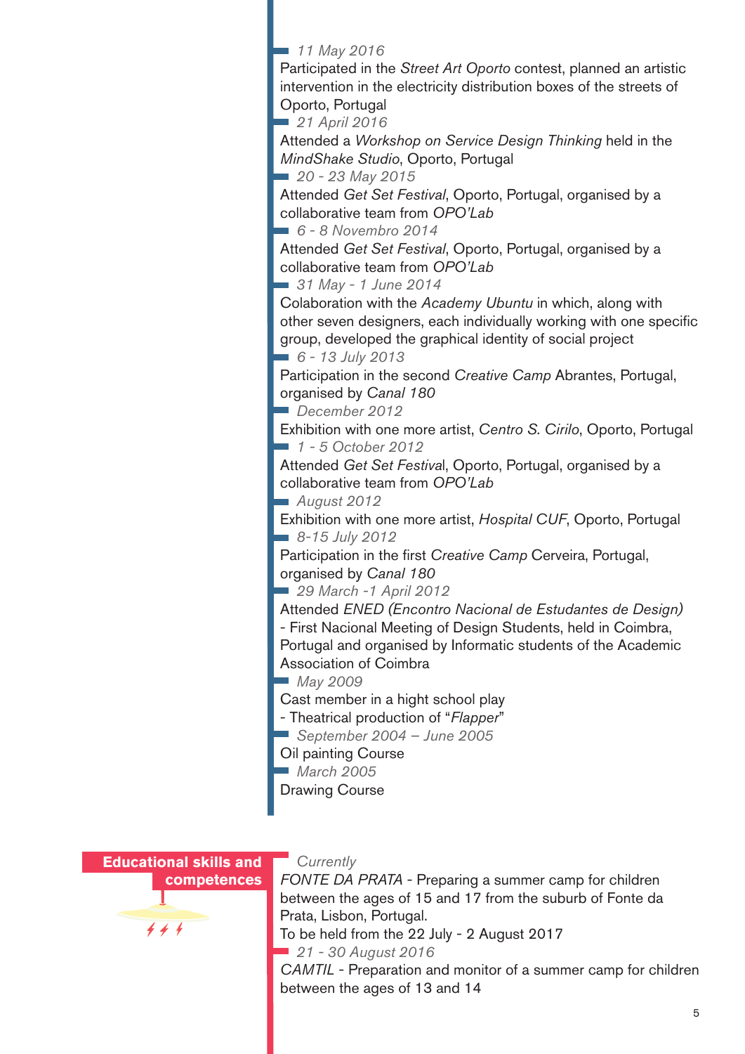*11 May 2016*

Participated in the *Street Art Oporto* contest, planned an artistic intervention in the electricity distribution boxes of the streets of Oporto, Portugal

*21 April 2016*

Attended a *Workshop on Service Design Thinking* held in the *MindShake Studio*, Oporto, Portugal

*20 - 23 May 2015*

Attended *Get Set Festival*, Oporto, Portugal, organised by a collaborative team from *OPO'Lab*

*6 - 8 Novembro 2014*

Attended *Get Set Festival*, Oporto, Portugal, organised by a collaborative team from *OPO'Lab*

*31 May - 1 June 2014*

Colaboration with the *Academy Ubuntu* in which, along with other seven designers, each individually working with one specific group, developed the graphical identity of social project

*6 - 13 July 2013*

Participation in the second *Creative Camp* Abrantes, Portugal, organised by *Canal 180*

*December 2012*

Exhibition with one more artist, *Centro S. Cirilo*, Oporto, Portugal

*1 - 5 October 2012*

Attended *Get Set Festiva*l, Oporto, Portugal, organised by a collaborative team from *OPO'Lab*

*August 2012*

Exhibition with one more artist, *Hospital CUF*, Oporto, Portugal

*8-15 July 2012*

Participation in the first *Creative Camp* Cerveira, Portugal, organised by *Canal 180*

*29 March -1 April 2012*

Attended *ENED (Encontro Nacional de Estudantes de Design)* - First Nacional Meeting of Design Students, held in Coimbra, Portugal and organised by Informatic students of the Academic Association of Coimbra

*May 2009*

Cast member in a hight school play
- Theatrical production of "*Flapper*"

*September 2004 – June 2005*

Oil painting Course

*March 2005*

Drawing Course

## Educational skills and competences

*Currently*

*FONTE DA PRATA* - Preparing a summer camp for children between the ages of 15 and 17 from the suburb of Fonte da Prata, Lisbon, Portugal.
To be held from the 22 July - 2 August 2017

*21 - 30 August 2016*

*CAMTIL* - Preparation and monitor of a summer camp for children between the ages of 13 and 14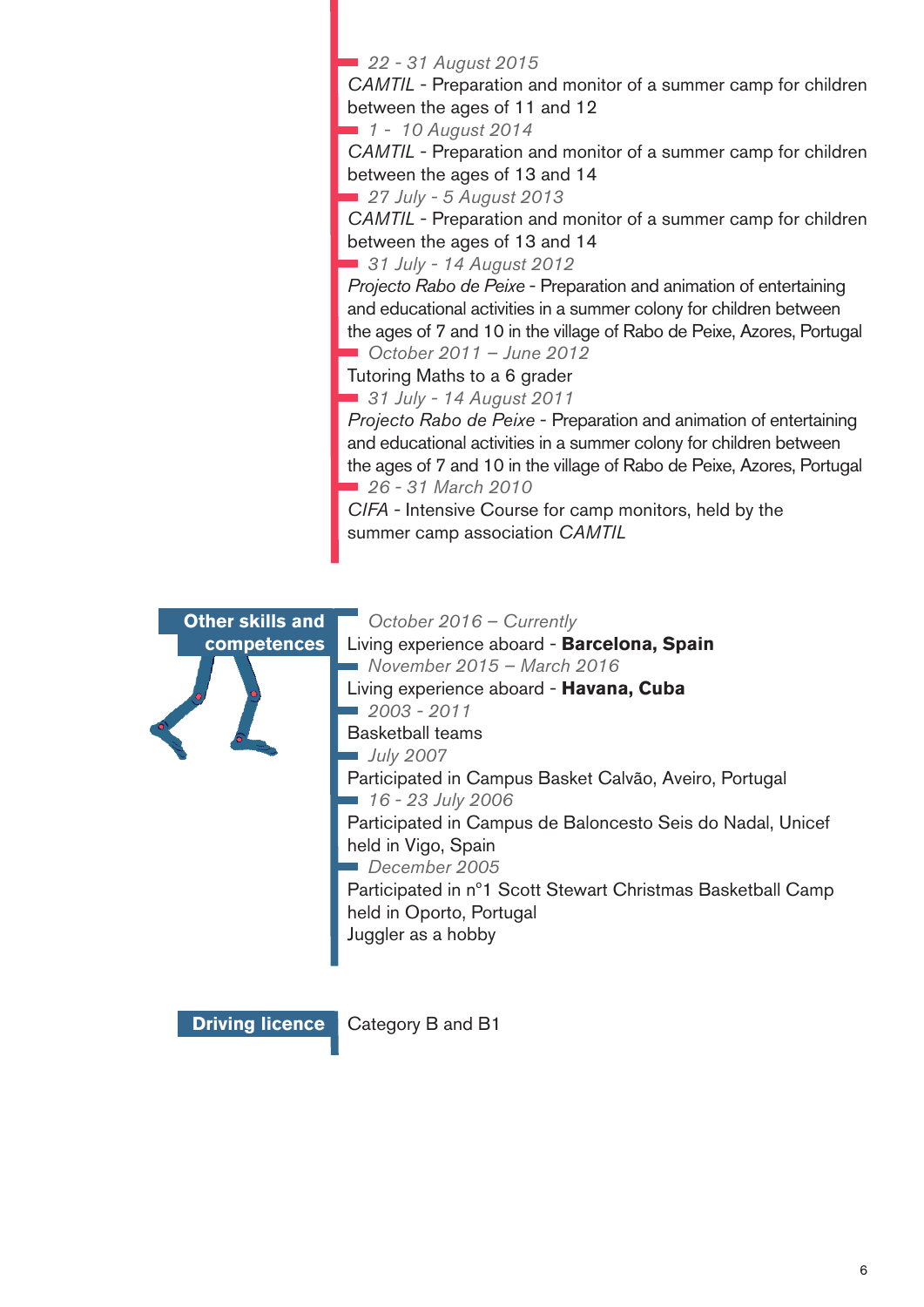*22 - 31 August 2015*

*CAMTIL* - Preparation and monitor of a summer camp for children between the ages of 11 and 12

*1 - 10 August 2014*

*CAMTIL* - Preparation and monitor of a summer camp for children between the ages of 13 and 14

*27 July - 5 August 2013*

*CAMTIL* - Preparation and monitor of a summer camp for children between the ages of 13 and 14

*31 July - 14 August 2012*

*Projecto Rabo de Peixe* - Preparation and animation of entertaining and educational activities in a summer colony for children between the ages of 7 and 10 in the village of Rabo de Peixe, Azores, Portugal

*October 2011 – June 2012*

Tutoring Maths to a 6 grader

*31 July - 14 August 2011*

*Projecto Rabo de Peixe* - Preparation and animation of entertaining and educational activities in a summer colony for children between the ages of 7 and 10 in the village of Rabo de Peixe, Azores, Portugal

*26 - 31 March 2010*

*CIFA* - Intensive Course for camp monitors, held by the summer camp association *CAMTIL*

## Other skills and competences

*October 2016 – Currently*

Living experience aboard - **Barcelona, Spain**

*November 2015 – March 2016*

Living experience aboard - **Havana, Cuba**

*2003 - 2011*

Basketball teams

*July 2007*

Participated in Campus Basket Calvão, Aveiro, Portugal

*16 - 23 July 2006*

Participated in Campus de Baloncesto Seis do Nadal, Unicef held in Vigo, Spain

*December 2005*

Participated in n°1 Scott Stewart Christmas Basketball Camp held in Oporto, Portugal

Juggler as a hobby

## Driving licence

Category B and B1